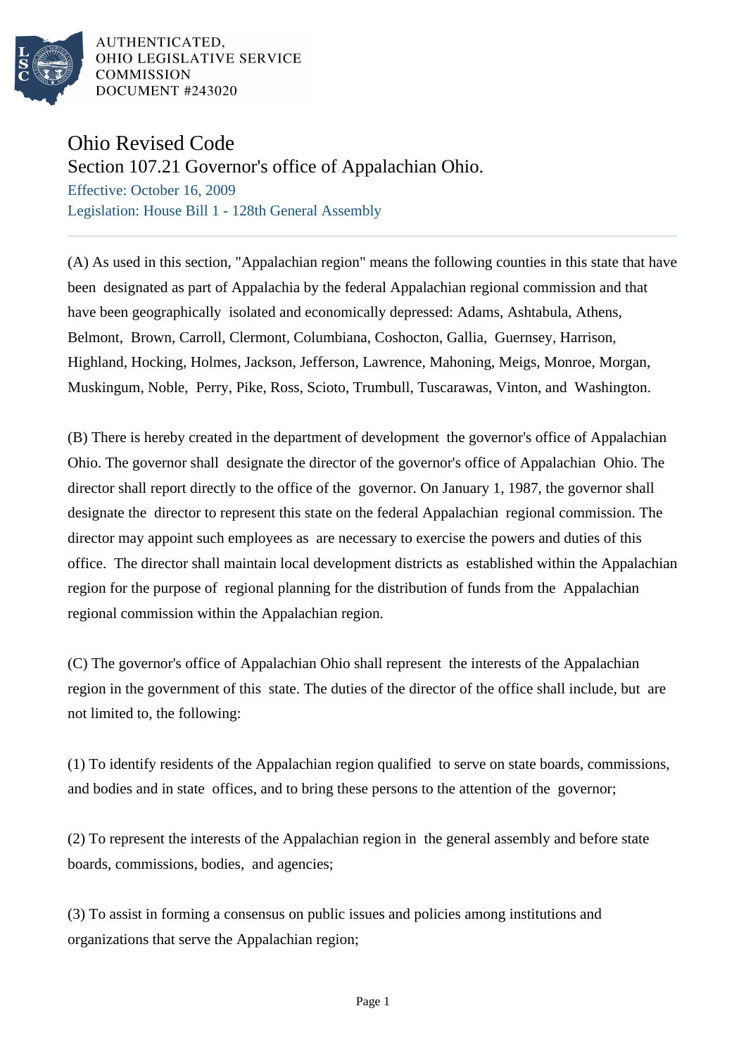AUTHENTICATED,
OHIO LEGISLATIVE SERVICE
COMMISSION
DOCUMENT #243020

# Ohio Revised Code

## Section 107.21 Governor's office of Appalachian Ohio.

Effective: October 16, 2009

Legislation: House Bill 1 - 128th General Assembly

---

(A) As used in this section, "Appalachian region" means the following counties in this state that have been designated as part of Appalachia by the federal Appalachian regional commission and that have been geographically isolated and economically depressed: Adams, Ashtabula, Athens, Belmont, Brown, Carroll, Clermont, Columbiana, Coshocton, Gallia, Guernsey, Harrison, Highland, Hocking, Holmes, Jackson, Jefferson, Lawrence, Mahoning, Meigs, Monroe, Morgan, Muskingum, Noble, Perry, Pike, Ross, Scioto, Trumbull, Tuscarawas, Vinton, and Washington.

(B) There is hereby created in the department of development the governor's office of Appalachian Ohio. The governor shall designate the director of the governor's office of Appalachian Ohio. The director shall report directly to the office of the governor. On January 1, 1987, the governor shall designate the director to represent this state on the federal Appalachian regional commission. The director may appoint such employees as are necessary to exercise the powers and duties of this office. The director shall maintain local development districts as established within the Appalachian region for the purpose of regional planning for the distribution of funds from the Appalachian regional commission within the Appalachian region.

(C) The governor's office of Appalachian Ohio shall represent the interests of the Appalachian region in the government of this state. The duties of the director of the office shall include, but are not limited to, the following:

(1) To identify residents of the Appalachian region qualified to serve on state boards, commissions, and bodies and in state offices, and to bring these persons to the attention of the governor;

(2) To represent the interests of the Appalachian region in the general assembly and before state boards, commissions, bodies, and agencies;

(3) To assist in forming a consensus on public issues and policies among institutions and organizations that serve the Appalachian region;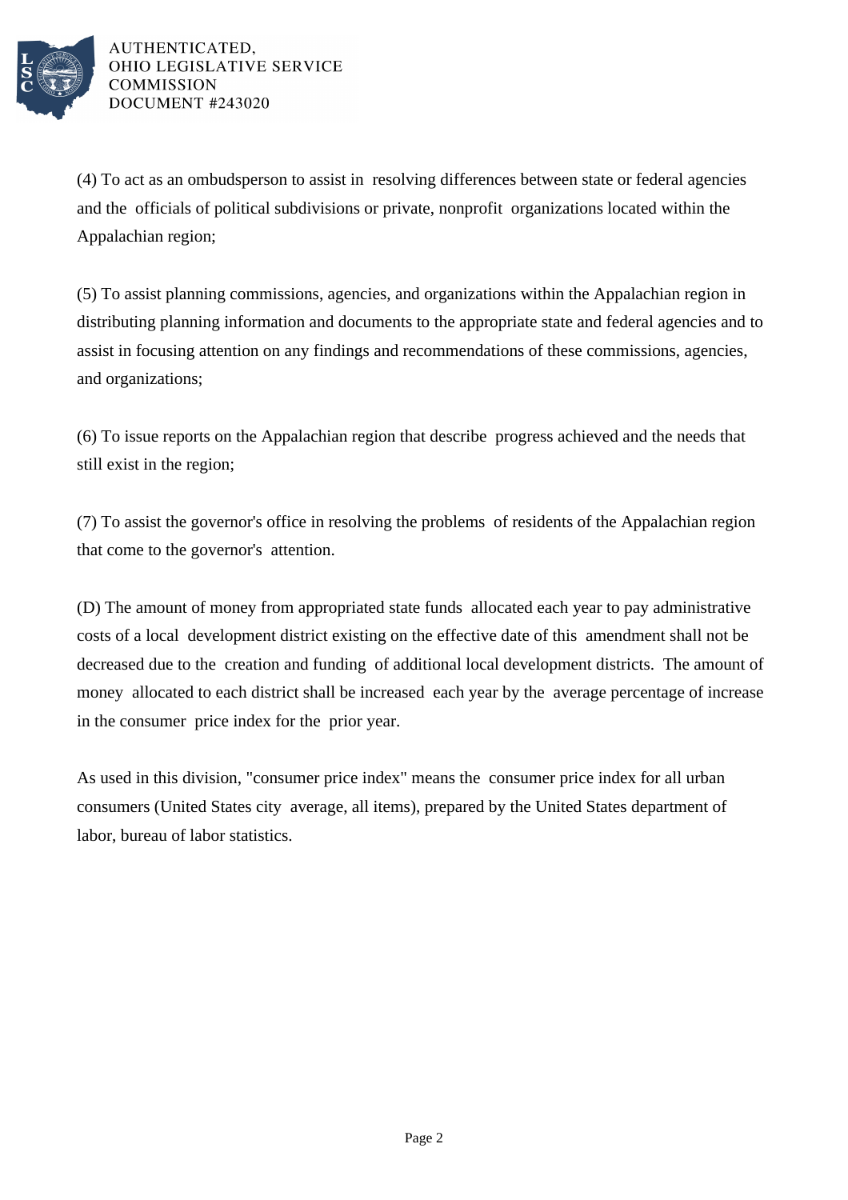(4) To act as an ombudsperson to assist in resolving differences between state or federal agencies and the officials of political subdivisions or private, nonprofit organizations located within the Appalachian region;

(5) To assist planning commissions, agencies, and organizations within the Appalachian region in distributing planning information and documents to the appropriate state and federal agencies and to assist in focusing attention on any findings and recommendations of these commissions, agencies, and organizations;

(6) To issue reports on the Appalachian region that describe progress achieved and the needs that still exist in the region;

(7) To assist the governor's office in resolving the problems of residents of the Appalachian region that come to the governor's attention.

(D) The amount of money from appropriated state funds allocated each year to pay administrative costs of a local development district existing on the effective date of this amendment shall not be decreased due to the creation and funding of additional local development districts. The amount of money allocated to each district shall be increased each year by the average percentage of increase in the consumer price index for the prior year.

As used in this division, "consumer price index" means the consumer price index for all urban consumers (United States city average, all items), prepared by the United States department of labor, bureau of labor statistics.